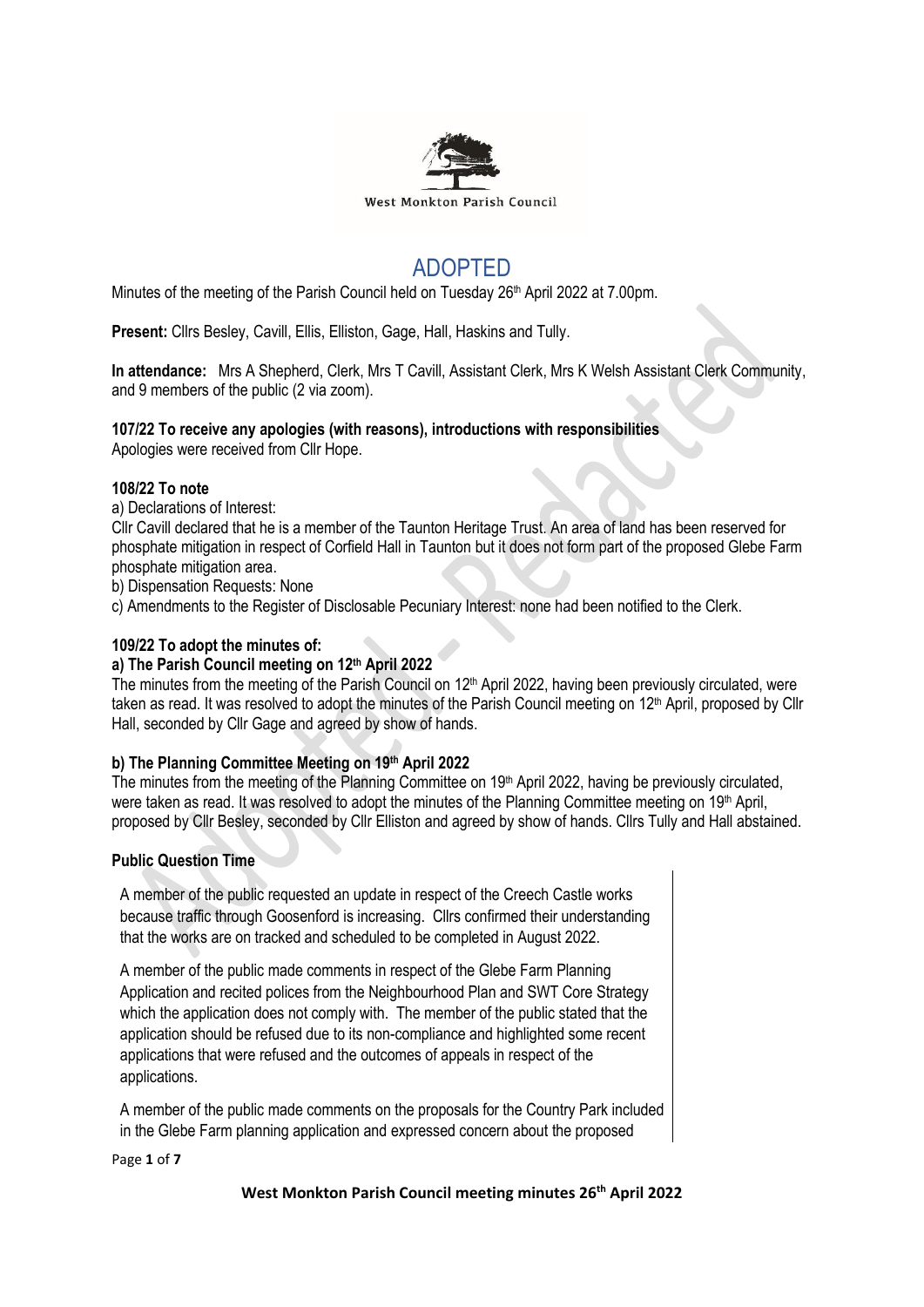West Monkton Parish Council

# ADOPTED

Minutes of the meeting of the Parish Council held on Tuesday 26th April 2022 at 7.00pm.

**Present:** Cllrs Besley, Cavill, Ellis, Elliston, Gage, Hall, Haskins and Tully.

**In attendance:** Mrs A Shepherd, Clerk, Mrs T Cavill, Assistant Clerk, Mrs K Welsh Assistant Clerk Community, and 9 members of the public (2 via zoom).

**107/22 To receive any apologies (with reasons), introductions with responsibilities**

Apologies were received from Cllr Hope.

**108/22 To note**

a) Declarations of Interest:

Cllr Cavill declared that he is a member of the Taunton Heritage Trust. An area of land has been reserved for phosphate mitigation in respect of Corfield Hall in Taunton but it does not form part of the proposed Glebe Farm phosphate mitigation area.

b) Dispensation Requests: None

c) Amendments to the Register of Disclosable Pecuniary Interest: none had been notified to the Clerk.

**109/22 To adopt the minutes of:**

**a) The Parish Council meeting on 12th April 2022**

The minutes from the meeting of the Parish Council on 12th April 2022, having been previously circulated, were taken as read. It was resolved to adopt the minutes of the Parish Council meeting on 12th April, proposed by Cllr Hall, seconded by Cllr Gage and agreed by show of hands.

**b) The Planning Committee Meeting on 19th April 2022**

The minutes from the meeting of the Planning Committee on 19th April 2022, having be previously circulated, were taken as read. It was resolved to adopt the minutes of the Planning Committee meeting on 19th April, proposed by Cllr Besley, seconded by Cllr Elliston and agreed by show of hands. Cllrs Tully and Hall abstained.

**Public Question Time**

A member of the public requested an update in respect of the Creech Castle works because traffic through Goosenford is increasing. Cllrs confirmed their understanding that the works are on tracked and scheduled to be completed in August 2022.

A member of the public made comments in respect of the Glebe Farm Planning Application and recited polices from the Neighbourhood Plan and SWT Core Strategy which the application does not comply with. The member of the public stated that the application should be refused due to its non-compliance and highlighted some recent applications that were refused and the outcomes of appeals in respect of the applications.

A member of the public made comments on the proposals for the Country Park included in the Glebe Farm planning application and expressed concern about the proposed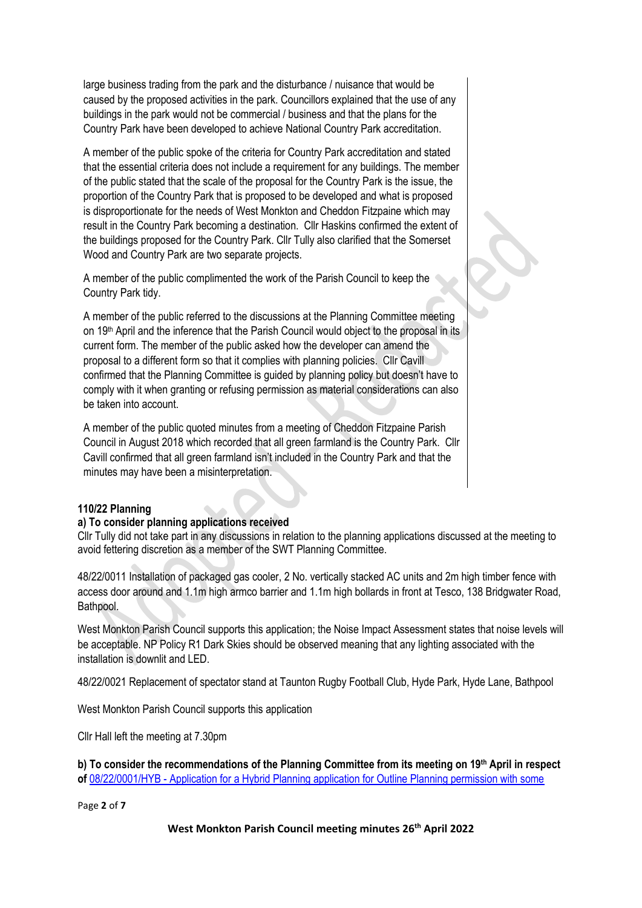large business trading from the park and the disturbance / nuisance that would be caused by the proposed activities in the park. Councillors explained that the use of any buildings in the park would not be commercial / business and that the plans for the Country Park have been developed to achieve National Country Park accreditation.

A member of the public spoke of the criteria for Country Park accreditation and stated that the essential criteria does not include a requirement for any buildings. The member of the public stated that the scale of the proposal for the Country Park is the issue, the proportion of the Country Park that is proposed to be developed and what is proposed is disproportionate for the needs of West Monkton and Cheddon Fitzpaine which may result in the Country Park becoming a destination. Cllr Haskins confirmed the extent of the buildings proposed for the Country Park. Cllr Tully also clarified that the Somerset Wood and Country Park are two separate projects.

A member of the public complimented the work of the Parish Council to keep the Country Park tidy.

A member of the public referred to the discussions at the Planning Committee meeting on 19th April and the inference that the Parish Council would object to the proposal in its current form. The member of the public asked how the developer can amend the proposal to a different form so that it complies with planning policies. Cllr Cavill confirmed that the Planning Committee is guided by planning policy but doesn't have to comply with it when granting or refusing permission as material considerations can also be taken into account.

A member of the public quoted minutes from a meeting of Cheddon Fitzpaine Parish Council in August 2018 which recorded that all green farmland is the Country Park. Cllr Cavill confirmed that all green farmland isn't included in the Country Park and that the minutes may have been a misinterpretation.

**110/22 Planning**

**a) To consider planning applications received**

Cllr Tully did not take part in any discussions in relation to the planning applications discussed at the meeting to avoid fettering discretion as a member of the SWT Planning Committee.

48/22/0011 Installation of packaged gas cooler, 2 No. vertically stacked AC units and 2m high timber fence with access door around and 1.1m high armco barrier and 1.1m high bollards in front at Tesco, 138 Bridgwater Road, Bathpool.

West Monkton Parish Council supports this application; the Noise Impact Assessment states that noise levels will be acceptable. NP Policy R1 Dark Skies should be observed meaning that any lighting associated with the installation is downlit and LED.

48/22/0021 Replacement of spectator stand at Taunton Rugby Football Club, Hyde Park, Hyde Lane, Bathpool

West Monkton Parish Council supports this application

Cllr Hall left the meeting at 7.30pm

**b) To consider the recommendations of the Planning Committee from its meeting on 19th April in respect of** 08/22/0001/HYB - Application for a Hybrid Planning application for Outline Planning permission with some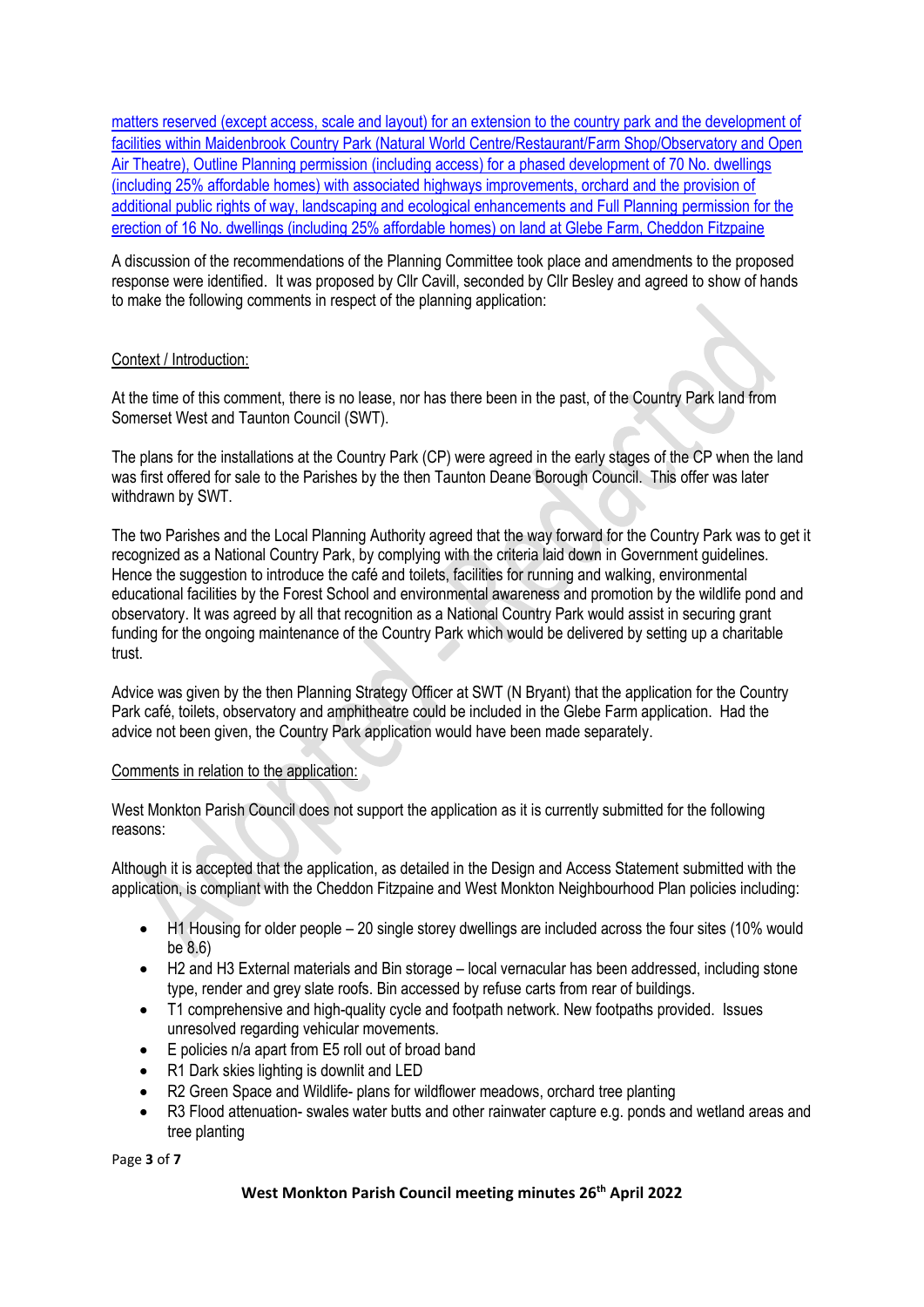matters reserved (except access, scale and layout) for an extension to the country park and the development of facilities within Maidenbrook Country Park (Natural World Centre/Restaurant/Farm Shop/Observatory and Open Air Theatre), Outline Planning permission (including access) for a phased development of 70 No. dwellings (including 25% affordable homes) with associated highways improvements, orchard and the provision of additional public rights of way, landscaping and ecological enhancements and Full Planning permission for the erection of 16 No. dwellings (including 25% affordable homes) on land at Glebe Farm, Cheddon Fitzpaine

A discussion of the recommendations of the Planning Committee took place and amendments to the proposed response were identified. It was proposed by Cllr Cavill, seconded by Cllr Besley and agreed to show of hands to make the following comments in respect of the planning application:

Context / Introduction:

At the time of this comment, there is no lease, nor has there been in the past, of the Country Park land from Somerset West and Taunton Council (SWT).

The plans for the installations at the Country Park (CP) were agreed in the early stages of the CP when the land was first offered for sale to the Parishes by the then Taunton Deane Borough Council. This offer was later withdrawn by SWT.

The two Parishes and the Local Planning Authority agreed that the way forward for the Country Park was to get it recognized as a National Country Park, by complying with the criteria laid down in Government guidelines. Hence the suggestion to introduce the café and toilets, facilities for running and walking, environmental educational facilities by the Forest School and environmental awareness and promotion by the wildlife pond and observatory. It was agreed by all that recognition as a National Country Park would assist in securing grant funding for the ongoing maintenance of the Country Park which would be delivered by setting up a charitable trust.

Advice was given by the then Planning Strategy Officer at SWT (N Bryant) that the application for the Country Park café, toilets, observatory and amphitheatre could be included in the Glebe Farm application. Had the advice not been given, the Country Park application would have been made separately.

Comments in relation to the application:

West Monkton Parish Council does not support the application as it is currently submitted for the following reasons:

Although it is accepted that the application, as detailed in the Design and Access Statement submitted with the application, is compliant with the Cheddon Fitzpaine and West Monkton Neighbourhood Plan policies including:

- H1 Housing for older people – 20 single storey dwellings are included across the four sites (10% would be 8.6)
- H2 and H3 External materials and Bin storage – local vernacular has been addressed, including stone type, render and grey slate roofs. Bin accessed by refuse carts from rear of buildings.
- T1 comprehensive and high-quality cycle and footpath network. New footpaths provided. Issues unresolved regarding vehicular movements.
- E policies n/a apart from E5 roll out of broad band
- R1 Dark skies lighting is downlit and LED
- R2 Green Space and Wildlife- plans for wildflower meadows, orchard tree planting
- R3 Flood attenuation- swales water butts and other rainwater capture e.g. ponds and wetland areas and tree planting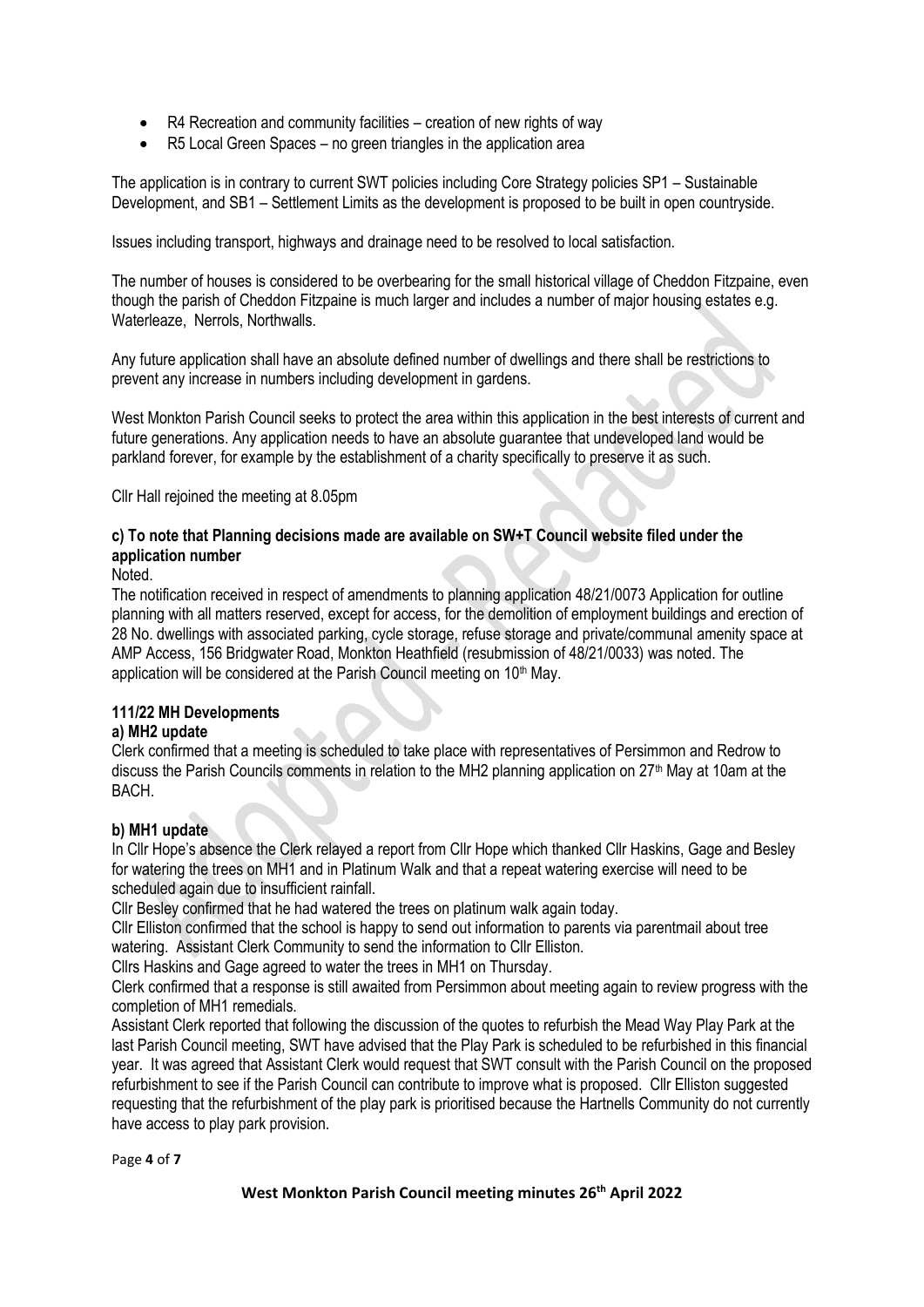- R4 Recreation and community facilities – creation of new rights of way
- R5 Local Green Spaces – no green triangles in the application area

The application is in contrary to current SWT policies including Core Strategy policies SP1 – Sustainable Development, and SB1 – Settlement Limits as the development is proposed to be built in open countryside.

Issues including transport, highways and drainage need to be resolved to local satisfaction.

The number of houses is considered to be overbearing for the small historical village of Cheddon Fitzpaine, even though the parish of Cheddon Fitzpaine is much larger and includes a number of major housing estates e.g. Waterleaze, Nerrols, Northwalls.

Any future application shall have an absolute defined number of dwellings and there shall be restrictions to prevent any increase in numbers including development in gardens.

West Monkton Parish Council seeks to protect the area within this application in the best interests of current and future generations. Any application needs to have an absolute guarantee that undeveloped land would be parkland forever, for example by the establishment of a charity specifically to preserve it as such.

Cllr Hall rejoined the meeting at 8.05pm

**c) To note that Planning decisions made are available on SW+T Council website filed under the application number**

Noted.

The notification received in respect of amendments to planning application 48/21/0073 Application for outline planning with all matters reserved, except for access, for the demolition of employment buildings and erection of 28 No. dwellings with associated parking, cycle storage, refuse storage and private/communal amenity space at AMP Access, 156 Bridgwater Road, Monkton Heathfield (resubmission of 48/21/0033) was noted. The application will be considered at the Parish Council meeting on 10th May.

**111/22 MH Developments**

**a) MH2 update**

Clerk confirmed that a meeting is scheduled to take place with representatives of Persimmon and Redrow to discuss the Parish Councils comments in relation to the MH2 planning application on 27th May at 10am at the BACH.

**b) MH1 update**

In Cllr Hope's absence the Clerk relayed a report from Cllr Hope which thanked Cllr Haskins, Gage and Besley for watering the trees on MH1 and in Platinum Walk and that a repeat watering exercise will need to be scheduled again due to insufficient rainfall.

Cllr Besley confirmed that he had watered the trees on platinum walk again today.

Cllr Elliston confirmed that the school is happy to send out information to parents via parentmail about tree watering. Assistant Clerk Community to send the information to Cllr Elliston.

Cllrs Haskins and Gage agreed to water the trees in MH1 on Thursday.

Clerk confirmed that a response is still awaited from Persimmon about meeting again to review progress with the completion of MH1 remedials.

Assistant Clerk reported that following the discussion of the quotes to refurbish the Mead Way Play Park at the last Parish Council meeting, SWT have advised that the Play Park is scheduled to be refurbished in this financial year. It was agreed that Assistant Clerk would request that SWT consult with the Parish Council on the proposed refurbishment to see if the Parish Council can contribute to improve what is proposed. Cllr Elliston suggested requesting that the refurbishment of the play park is prioritised because the Hartnells Community do not currently have access to play park provision.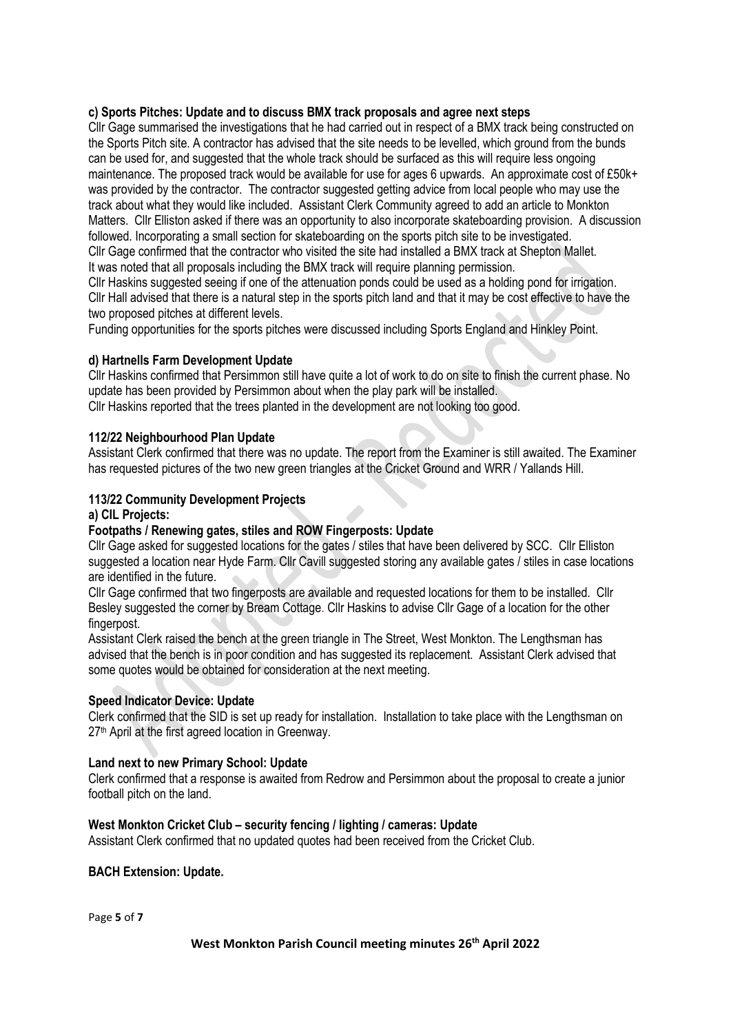**c) Sports Pitches: Update and to discuss BMX track proposals and agree next steps**

Cllr Gage summarised the investigations that he had carried out in respect of a BMX track being constructed on the Sports Pitch site. A contractor has advised that the site needs to be levelled, which ground from the bunds can be used for, and suggested that the whole track should be surfaced as this will require less ongoing maintenance. The proposed track would be available for use for ages 6 upwards. An approximate cost of £50k+ was provided by the contractor. The contractor suggested getting advice from local people who may use the track about what they would like included. Assistant Clerk Community agreed to add an article to Monkton Matters. Cllr Elliston asked if there was an opportunity to also incorporate skateboarding provision. A discussion followed. Incorporating a small section for skateboarding on the sports pitch site to be investigated.

Cllr Gage confirmed that the contractor who visited the site had installed a BMX track at Shepton Mallet.

It was noted that all proposals including the BMX track will require planning permission.

Cllr Haskins suggested seeing if one of the attenuation ponds could be used as a holding pond for irrigation.

Cllr Hall advised that there is a natural step in the sports pitch land and that it may be cost effective to have the two proposed pitches at different levels.

Funding opportunities for the sports pitches were discussed including Sports England and Hinkley Point.

**d) Hartnells Farm Development Update**

Cllr Haskins confirmed that Persimmon still have quite a lot of work to do on site to finish the current phase. No update has been provided by Persimmon about when the play park will be installed.

Cllr Haskins reported that the trees planted in the development are not looking too good.

**112/22 Neighbourhood Plan Update**

Assistant Clerk confirmed that there was no update. The report from the Examiner is still awaited. The Examiner has requested pictures of the two new green triangles at the Cricket Ground and WRR / Yallands Hill.

**113/22 Community Development Projects**

**a) CIL Projects:**

**Footpaths / Renewing gates, stiles and ROW Fingerposts: Update**

Cllr Gage asked for suggested locations for the gates / stiles that have been delivered by SCC. Cllr Elliston suggested a location near Hyde Farm. Cllr Cavill suggested storing any available gates / stiles in case locations are identified in the future.

Cllr Gage confirmed that two fingerposts are available and requested locations for them to be installed. Cllr Besley suggested the corner by Bream Cottage. Cllr Haskins to advise Cllr Gage of a location for the other fingerpost.

Assistant Clerk raised the bench at the green triangle in The Street, West Monkton. The Lengthsman has advised that the bench is in poor condition and has suggested its replacement. Assistant Clerk advised that some quotes would be obtained for consideration at the next meeting.

**Speed Indicator Device: Update**

Clerk confirmed that the SID is set up ready for installation. Installation to take place with the Lengthsman on 27th April at the first agreed location in Greenway.

**Land next to new Primary School: Update**

Clerk confirmed that a response is awaited from Redrow and Persimmon about the proposal to create a junior football pitch on the land.

**West Monkton Cricket Club – security fencing / lighting / cameras: Update**

Assistant Clerk confirmed that no updated quotes had been received from the Cricket Club.

**BACH Extension: Update.**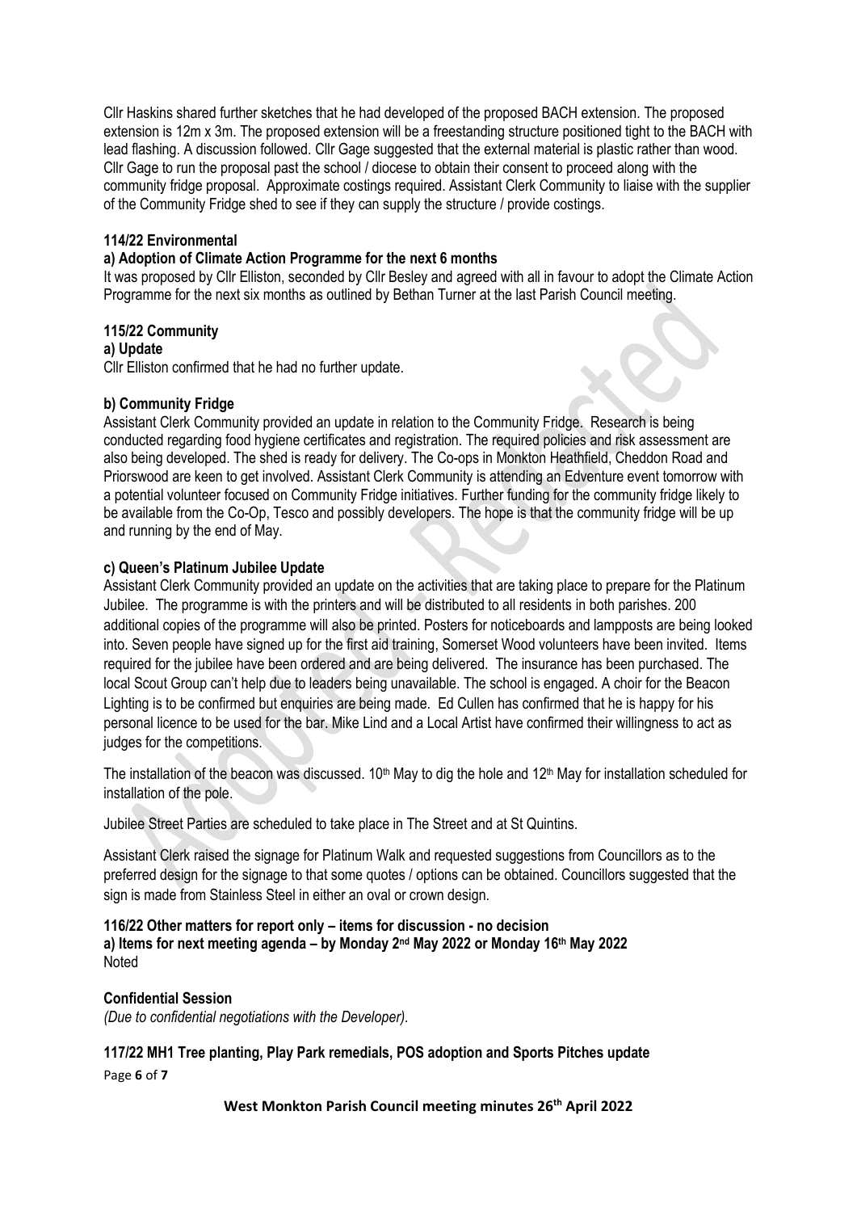Cllr Haskins shared further sketches that he had developed of the proposed BACH extension. The proposed extension is 12m x 3m. The proposed extension will be a freestanding structure positioned tight to the BACH with lead flashing. A discussion followed. Cllr Gage suggested that the external material is plastic rather than wood. Cllr Gage to run the proposal past the school / diocese to obtain their consent to proceed along with the community fridge proposal. Approximate costings required. Assistant Clerk Community to liaise with the supplier of the Community Fridge shed to see if they can supply the structure / provide costings.

**114/22 Environmental**

**a) Adoption of Climate Action Programme for the next 6 months**

It was proposed by Cllr Elliston, seconded by Cllr Besley and agreed with all in favour to adopt the Climate Action Programme for the next six months as outlined by Bethan Turner at the last Parish Council meeting.

**115/22 Community**

**a) Update**

Cllr Elliston confirmed that he had no further update.

**b) Community Fridge**

Assistant Clerk Community provided an update in relation to the Community Fridge. Research is being conducted regarding food hygiene certificates and registration. The required policies and risk assessment are also being developed. The shed is ready for delivery. The Co-ops in Monkton Heathfield, Cheddon Road and Priorswood are keen to get involved. Assistant Clerk Community is attending an Edventure event tomorrow with a potential volunteer focused on Community Fridge initiatives. Further funding for the community fridge likely to be available from the Co-Op, Tesco and possibly developers. The hope is that the community fridge will be up and running by the end of May.

**c) Queen's Platinum Jubilee Update**

Assistant Clerk Community provided an update on the activities that are taking place to prepare for the Platinum Jubilee. The programme is with the printers and will be distributed to all residents in both parishes. 200 additional copies of the programme will also be printed. Posters for noticeboards and lampposts are being looked into. Seven people have signed up for the first aid training, Somerset Wood volunteers have been invited. Items required for the jubilee have been ordered and are being delivered. The insurance has been purchased. The local Scout Group can't help due to leaders being unavailable. The school is engaged. A choir for the Beacon Lighting is to be confirmed but enquiries are being made. Ed Cullen has confirmed that he is happy for his personal licence to be used for the bar. Mike Lind and a Local Artist have confirmed their willingness to act as judges for the competitions.

The installation of the beacon was discussed. 10th May to dig the hole and 12th May for installation scheduled for installation of the pole.

Jubilee Street Parties are scheduled to take place in The Street and at St Quintins.

Assistant Clerk raised the signage for Platinum Walk and requested suggestions from Councillors as to the preferred design for the signage to that some quotes / options can be obtained. Councillors suggested that the sign is made from Stainless Steel in either an oval or crown design.

**116/22 Other matters for report only – items for discussion - no decision**

**a) Items for next meeting agenda – by Monday 2nd May 2022 or Monday 16th May 2022**

Noted

**Confidential Session**

*(Due to confidential negotiations with the Developer).*

**117/22 MH1 Tree planting, Play Park remedials, POS adoption and Sports Pitches update**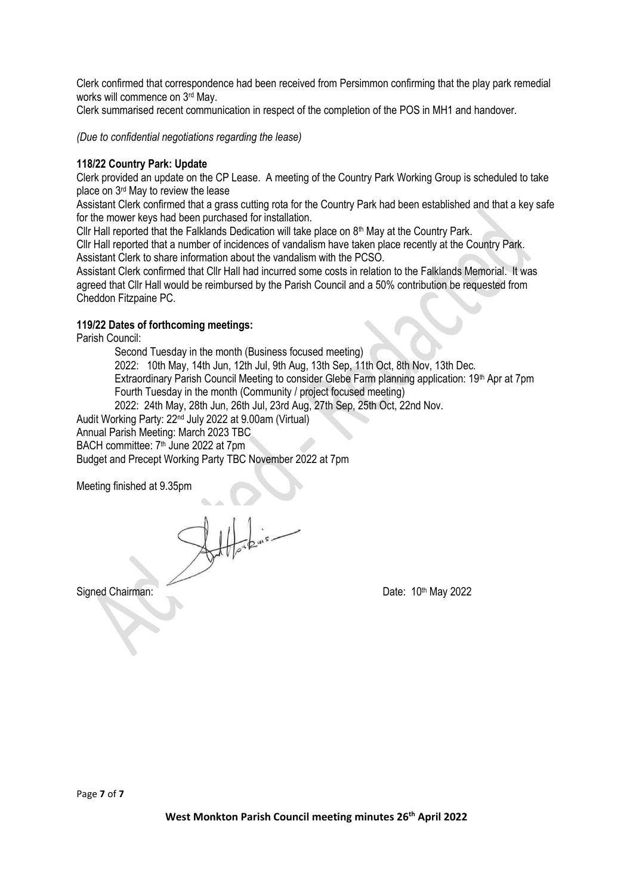Clerk confirmed that correspondence had been received from Persimmon confirming that the play park remedial works will commence on 3rd May.

Clerk summarised recent communication in respect of the completion of the POS in MH1 and handover.

*(Due to confidential negotiations regarding the lease)*

**118/22 Country Park: Update**

Clerk provided an update on the CP Lease. A meeting of the Country Park Working Group is scheduled to take place on 3rd May to review the lease

Assistant Clerk confirmed that a grass cutting rota for the Country Park had been established and that a key safe for the mower keys had been purchased for installation.

Cllr Hall reported that the Falklands Dedication will take place on 8th May at the Country Park.

Cllr Hall reported that a number of incidences of vandalism have taken place recently at the Country Park.

Assistant Clerk to share information about the vandalism with the PCSO.

Assistant Clerk confirmed that Cllr Hall had incurred some costs in relation to the Falklands Memorial. It was agreed that Cllr Hall would be reimbursed by the Parish Council and a 50% contribution be requested from Cheddon Fitzpaine PC.

**119/22 Dates of forthcoming meetings:**

Parish Council:

Second Tuesday in the month (Business focused meeting)

2022: 10th May, 14th Jun, 12th Jul, 9th Aug, 13th Sep, 11th Oct, 8th Nov, 13th Dec.

Extraordinary Parish Council Meeting to consider Glebe Farm planning application: 19th Apr at 7pm

Fourth Tuesday in the month (Community / project focused meeting)

2022: 24th May, 28th Jun, 26th Jul, 23rd Aug, 27th Sep, 25th Oct, 22nd Nov.

Audit Working Party: 22nd July 2022 at 9.00am (Virtual)

Annual Parish Meeting: March 2023 TBC

BACH committee: 7th June 2022 at 7pm

Budget and Precept Working Party TBC November 2022 at 7pm

Meeting finished at 9.35pm

Signed Chairman: Date: 10th May 2022